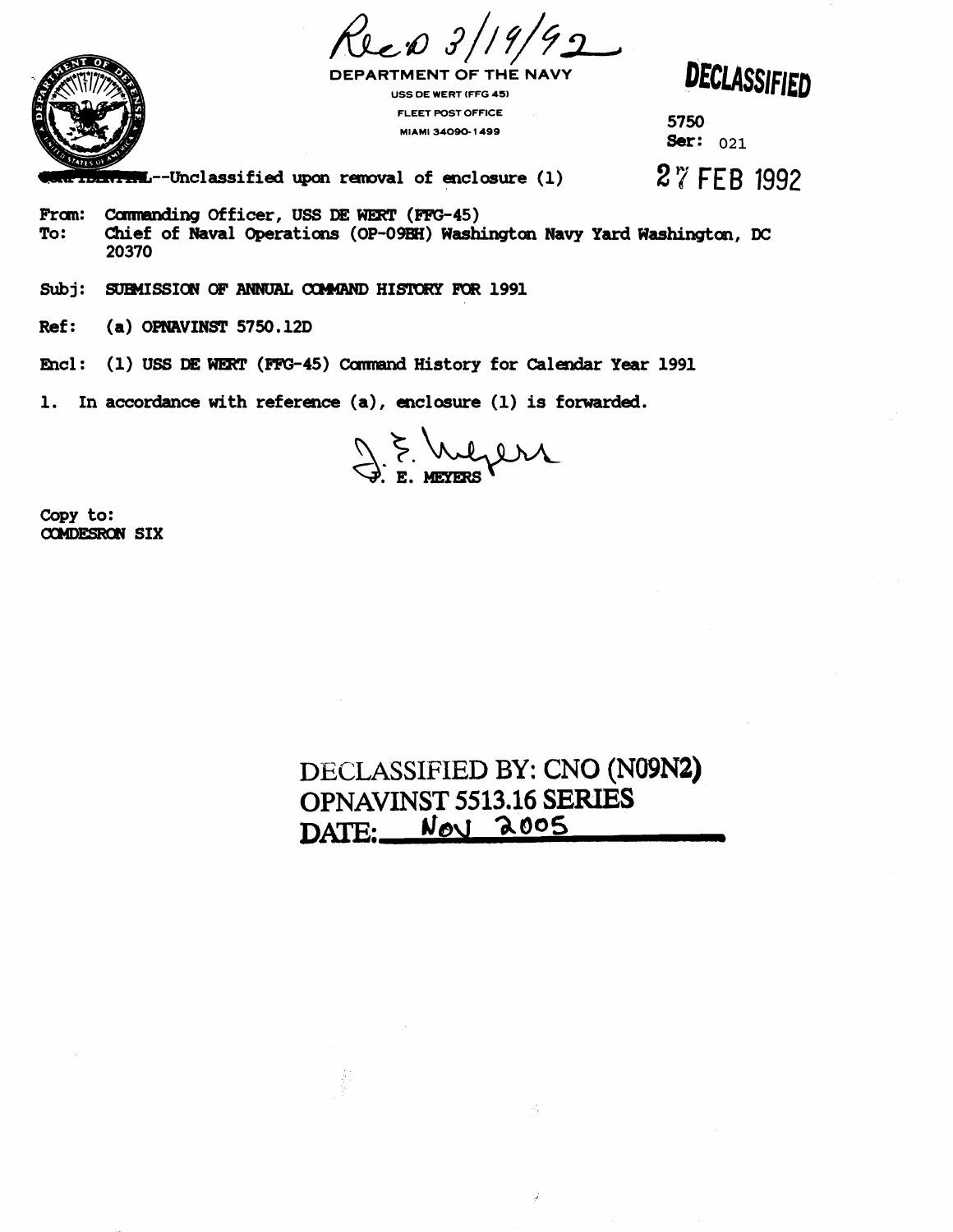Rec'd 3/19/92

DEPARTMENT OF THE NAVY
USS DE WERT (FFG 45)
FLEET POST OFFICE
MIAMI 34090-1499

**DECLASSIFIED**

5750
Ser: 021

~~CONFIDENTIAL~~--Unclassified upon removal of enclosure (1)

27 FEB 1992

From: Commanding Officer, USS DE WERT (FFG-45)
To: Chief of Naval Operations (OP-09BH) Washington Navy Yard Washington, DC 20370

Subj: SUBMISSION OF ANNUAL COMMAND HISTORY FOR 1991

Ref: (a) OPNAVINST 5750.12D

Encl: (1) USS DE WERT (FFG-45) Command History for Calendar Year 1991

1. In accordance with reference (a), enclosure (1) is forwarded.

J. E. Meyers
J. E. MEYERS

Copy to:
COMDESRON SIX

DECLASSIFIED BY: CNO (N09N2)
OPNAVINST 5513.16 SERIES
DATE: Nov 2005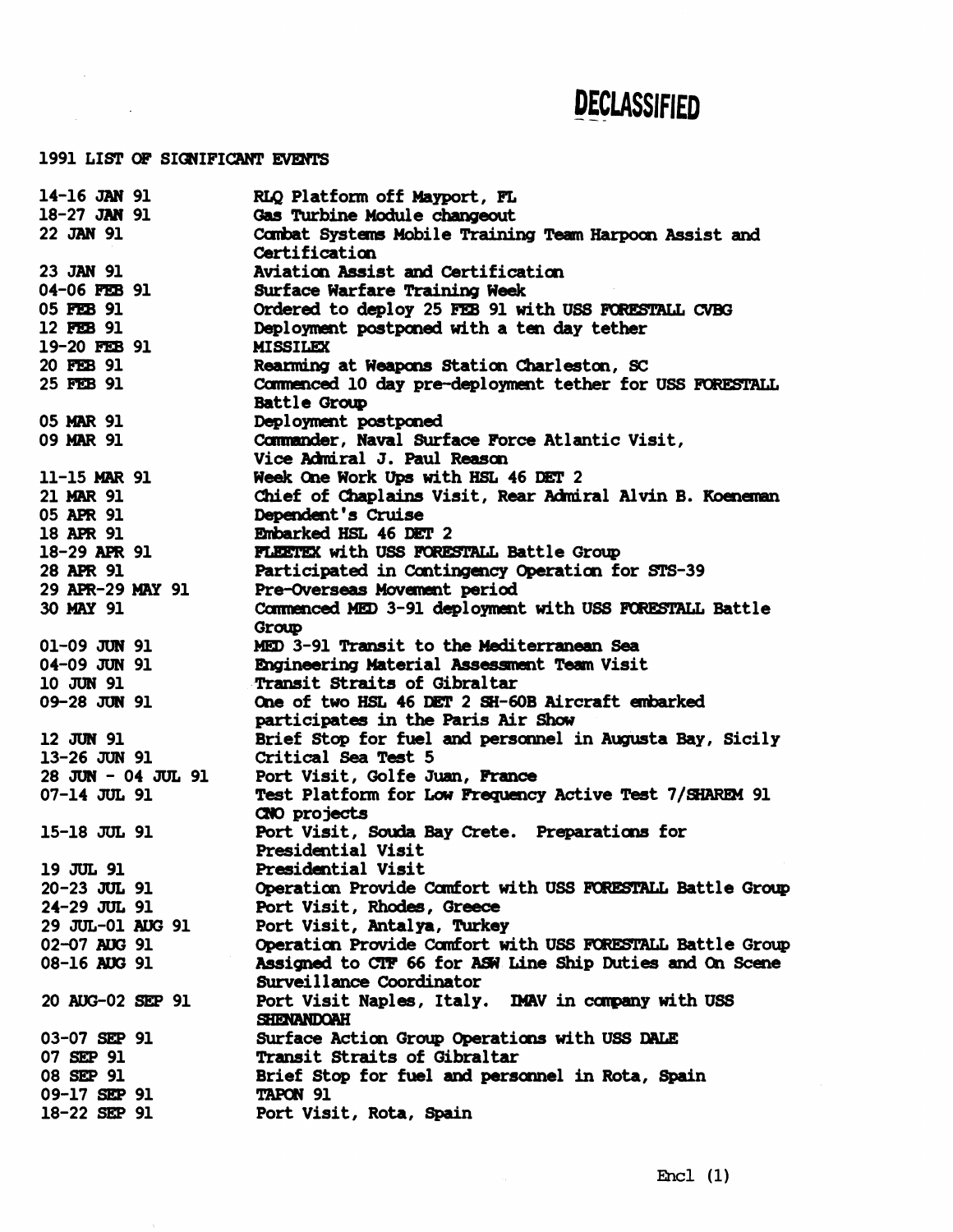**DECLASSIFIED**

1991 LIST OF SIGNIFICANT EVENTS

| | |
|---|---|
| 14-16 JAN 91 | RLQ Platform off Mayport, FL |
| 18-27 JAN 91 | Gas Turbine Module changeout |
| 22 JAN 91 | Combat Systems Mobile Training Team Harpoon Assist and Certification |
| 23 JAN 91 | Aviation Assist and Certification |
| 04-06 FEB 91 | Surface Warfare Training Week |
| 05 FEB 91 | Ordered to deploy 25 FEB 91 with USS FORESTALL CVBG |
| 12 FEB 91 | Deployment postponed with a ten day tether |
| 19-20 FEB 91 | MISSILEX |
| 20 FEB 91 | Rearming at Weapons Station Charleston, SC |
| 25 FEB 91 | Commenced 10 day pre-deployment tether for USS FORESTALL Battle Group |
| 05 MAR 91 | Deployment postponed |
| 09 MAR 91 | Commander, Naval Surface Force Atlantic Visit, Vice Admiral J. Paul Reason |
| 11-15 MAR 91 | Week One Work Ups with HSL 46 DET 2 |
| 21 MAR 91 | Chief of Chaplains Visit, Rear Admiral Alvin B. Koeneman |
| 05 APR 91 | Dependent's Cruise |
| 18 APR 91 | Embarked HSL 46 DET 2 |
| 18-29 APR 91 | FLEETEX with USS FORESTALL Battle Group |
| 28 APR 91 | Participated in Contingency Operation for STS-39 |
| 29 APR-29 MAY 91 | Pre-Overseas Movement period |
| 30 MAY 91 | Commenced MED 3-91 deployment with USS FORESTALL Battle Group |
| 01-09 JUN 91 | MED 3-91 Transit to the Mediterranean Sea |
| 04-09 JUN 91 | Engineering Material Assessment Team Visit |
| 10 JUN 91 | Transit Straits of Gibraltar |
| 09-28 JUN 91 | One of two HSL 46 DET 2 SH-60B Aircraft embarked participates in the Paris Air Show |
| 12 JUN 91 | Brief Stop for fuel and personnel in Augusta Bay, Sicily |
| 13-26 JUN 91 | Critical Sea Test 5 |
| 28 JUN - 04 JUL 91 | Port Visit, Golfe Juan, France |
| 07-14 JUL 91 | Test Platform for Low Frequency Active Test 7/SHAREM 91 CNO projects |
| 15-18 JUL 91 | Port Visit, Souda Bay Crete. Preparations for Presidential Visit |
| 19 JUL 91 | Presidential Visit |
| 20-23 JUL 91 | Operation Provide Comfort with USS FORESTALL Battle Group |
| 24-29 JUL 91 | Port Visit, Rhodes, Greece |
| 29 JUL-01 AUG 91 | Port Visit, Antalya, Turkey |
| 02-07 AUG 91 | Operation Provide Comfort with USS FORESTALL Battle Group |
| 08-16 AUG 91 | Assigned to CTF 66 for ASW Line Ship Duties and On Scene Surveillance Coordinator |
| 20 AUG-02 SEP 91 | Port Visit Naples, Italy. IMAV in company with USS SHENANDOAH |
| 03-07 SEP 91 | Surface Action Group Operations with USS DALE |
| 07 SEP 91 | Transit Straits of Gibraltar |
| 08 SEP 91 | Brief Stop for fuel and personnel in Rota, Spain |
| 09-17 SEP 91 | TAPON 91 |
| 18-22 SEP 91 | Port Visit, Rota, Spain |

Encl (1)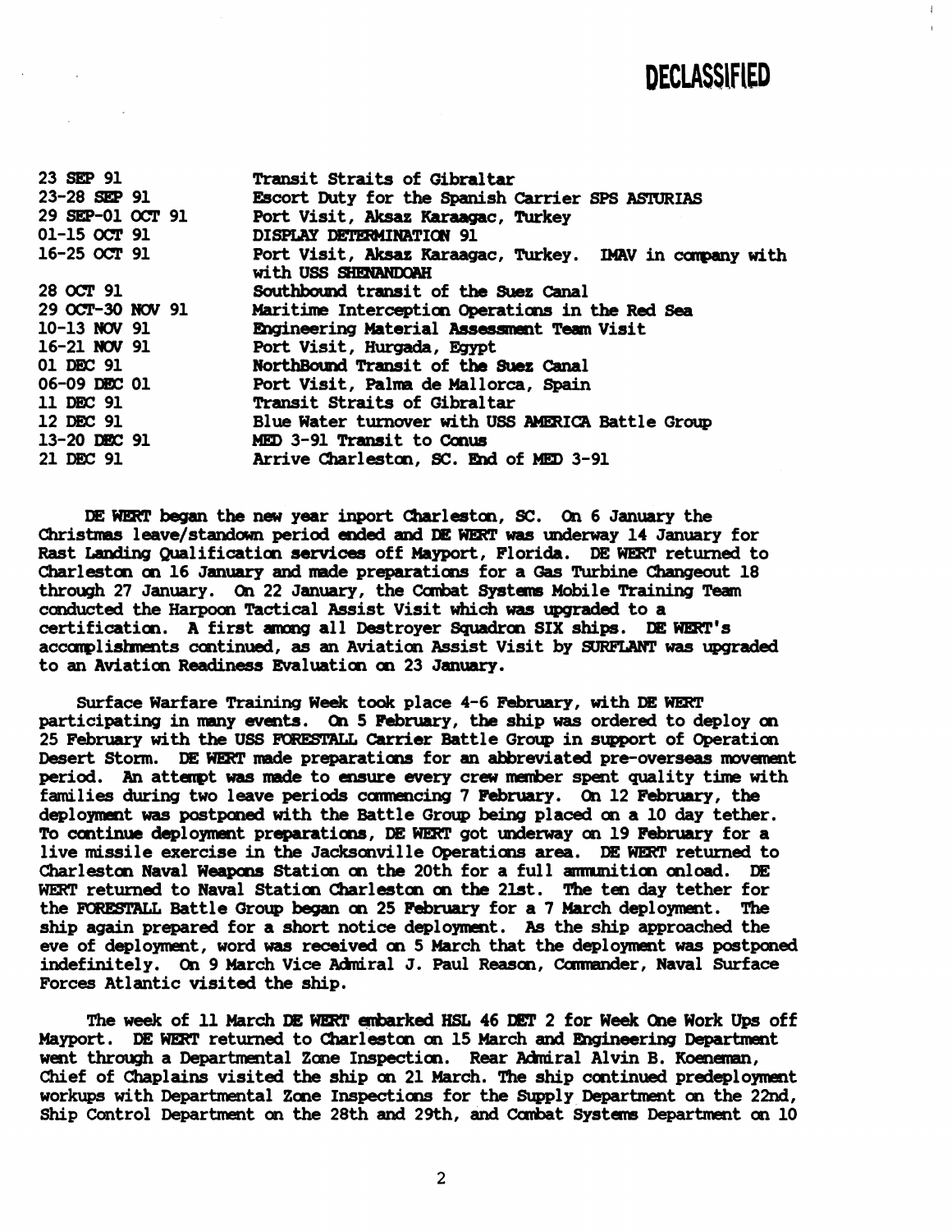DECLASSIFIED

| | |
|---|---|
| 23 SEP 91 | Transit Straits of Gibraltar |
| 23-28 SEP 91 | Escort Duty for the Spanish Carrier SPS ASTURIAS |
| 29 SEP-01 OCT 91 | Port Visit, Aksaz Karaagac, Turkey |
| 01-15 OCT 91 | DISPLAY DETERMINATION 91 |
| 16-25 OCT 91 | Port Visit, Aksaz Karaagac, Turkey. IMAV in company with with USS SHENANDOAH |
| 28 OCT 91 | Southbound transit of the Suez Canal |
| 29 OCT-30 NOV 91 | Maritime Interception Operations in the Red Sea |
| 10-13 NOV 91 | Engineering Material Assessment Team Visit |
| 16-21 NOV 91 | Port Visit, Hurgada, Egypt |
| 01 DEC 91 | NorthBound Transit of the Suez Canal |
| 06-09 DEC 01 | Port Visit, Palma de Mallorca, Spain |
| 11 DEC 91 | Transit Straits of Gibraltar |
| 12 DEC 91 | Blue Water turnover with USS AMERICA Battle Group |
| 13-20 DEC 91 | MED 3-91 Transit to Conus |
| 21 DEC 91 | Arrive Charleston, SC. End of MED 3-91 |

DE WERT began the new year inport Charleston, SC. On 6 January the Christmas leave/standown period ended and DE WERT was underway 14 January for Rast Landing Qualification services off Mayport, Florida. DE WERT returned to Charleston on 16 January and made preparations for a Gas Turbine Changeout 18 through 27 January. On 22 January, the Combat Systems Mobile Training Team conducted the Harpoon Tactical Assist Visit which was upgraded to a certification. A first among all Destroyer Squadron SIX ships. DE WERT's accomplishments continued, as an Aviation Assist Visit by SURFLANT was upgraded to an Aviation Readiness Evaluation on 23 January.

Surface Warfare Training Week took place 4-6 February, with DE WERT participating in many events. On 5 February, the ship was ordered to deploy on 25 February with the USS FORESTALL Carrier Battle Group in support of Operation Desert Storm. DE WERT made preparations for an abbreviated pre-overseas movement period. An attempt was made to ensure every crew member spent quality time with families during two leave periods commencing 7 February. On 12 February, the deployment was postponed with the Battle Group being placed on a 10 day tether. To continue deployment preparations, DE WERT got underway on 19 February for a live missile exercise in the Jacksonville Operations area. DE WERT returned to Charleston Naval Weapons Station on the 20th for a full ammunition onload. DE WERT returned to Naval Station Charleston on the 21st. The ten day tether for the FORESTALL Battle Group began on 25 February for a 7 March deployment. The ship again prepared for a short notice deployment. As the ship approached the eve of deployment, word was received on 5 March that the deployment was postponed indefinitely. On 9 March Vice Admiral J. Paul Reason, Commander, Naval Surface Forces Atlantic visited the ship.

The week of 11 March DE WERT embarked HSL 46 DET 2 for Week One Work Ups off Mayport. DE WERT returned to Charleston on 15 March and Engineering Department went through a Departmental Zone Inspection. Rear Admiral Alvin B. Koeneman, Chief of Chaplains visited the ship on 21 March. The ship continued predeployment workups with Departmental Zone Inspections for the Supply Department on the 22nd, Ship Control Department on the 28th and 29th, and Combat Systems Department on 10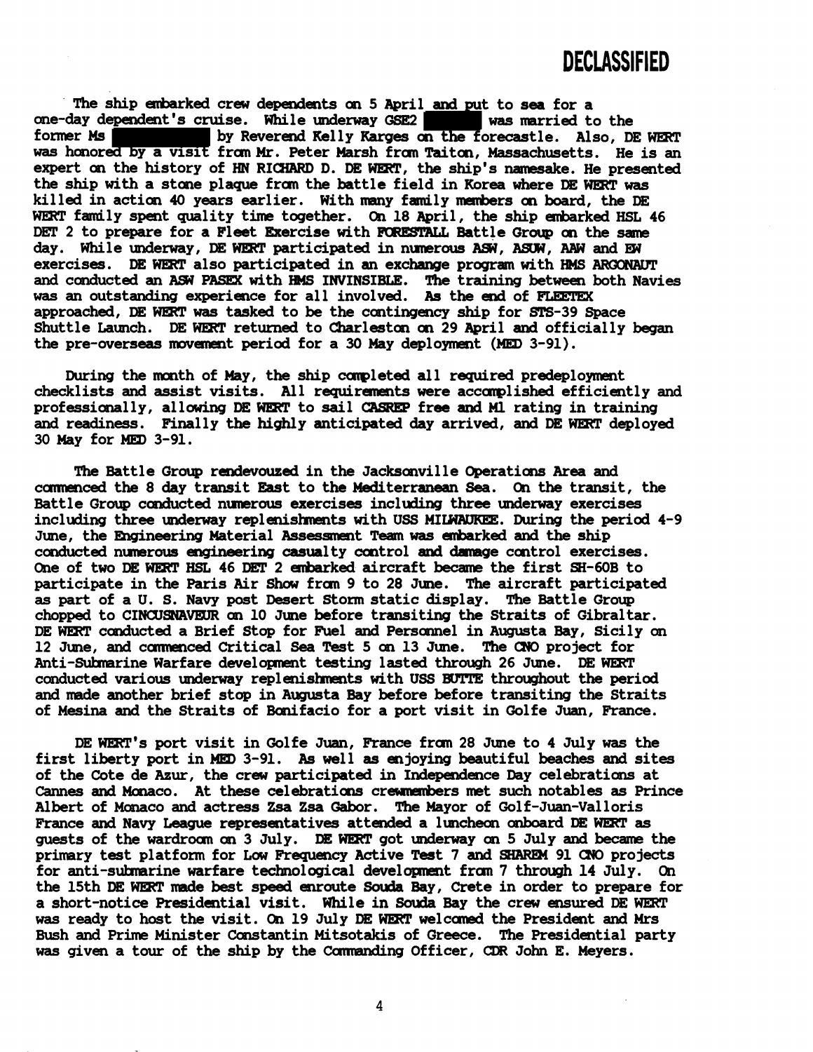**DECLASSIFIED**

The ship embarked crew dependents on 5 April and put to sea for a one-day dependent's cruise. While underway GSE2 [redacted] was married to the former Ms [redacted] by Reverend Kelly Karges on the forecastle. Also, DE WERT was honored by a visit from Mr. Peter Marsh from Taiton, Massachusetts. He is an expert on the history of HN RICHARD D. DE WERT, the ship's namesake. He presented the ship with a stone plaque from the battle field in Korea where DE WERT was killed in action 40 years earlier. With many family members on board, the DE WERT family spent quality time together. On 18 April, the ship embarked HSL 46 DET 2 to prepare for a Fleet Exercise with FORESTALL Battle Group on the same day. While underway, DE WERT participated in numerous ASW, ASUW, AAW and EW exercises. DE WERT also participated in an exchange program with HMS ARGONAUT and conducted an ASW PASEX with HMS INVINSIBLE. The training between both Navies was an outstanding experience for all involved. As the end of FLEETEX approached, DE WERT was tasked to be the contingency ship for STS-39 Space Shuttle Launch. DE WERT returned to Charleston on 29 April and officially began the pre-overseas movement period for a 30 May deployment (MED 3-91).

During the month of May, the ship completed all required predeployment checklists and assist visits. All requirements were accomplished efficiently and professionally, allowing DE WERT to sail CASREP free and M1 rating in training and readiness. Finally the highly anticipated day arrived, and DE WERT deployed 30 May for MED 3-91.

The Battle Group rendevouzed in the Jacksonville Operations Area and commenced the 8 day transit East to the Mediterranean Sea. On the transit, the Battle Group conducted numerous exercises including three underway exercises including three underway replenishments with USS MILWAUKEE. During the period 4-9 June, the Engineering Material Assessment Team was embarked and the ship conducted numerous engineering casualty control and damage control exercises. One of two DE WERT HSL 46 DET 2 embarked aircraft became the first SH-60B to participate in the Paris Air Show from 9 to 28 June. The aircraft participated as part of a U. S. Navy post Desert Storm static display. The Battle Group chopped to CINCUSNAVEUR on 10 June before transiting the Straits of Gibraltar. DE WERT conducted a Brief Stop for Fuel and Personnel in Augusta Bay, Sicily on 12 June, and commenced Critical Sea Test 5 on 13 June. The CNO project for Anti-Submarine Warfare development testing lasted through 26 June. DE WERT conducted various underway replenishments with USS BUTTE throughout the period and made another brief stop in Augusta Bay before before transiting the Straits of Mesina and the Straits of Bonifacio for a port visit in Golfe Juan, France.

DE WERT's port visit in Golfe Juan, France from 28 June to 4 July was the first liberty port in MED 3-91. As well as enjoying beautiful beaches and sites of the Cote de Azur, the crew participated in Independence Day celebrations at Cannes and Monaco. At these celebrations crewmembers met such notables as Prince Albert of Monaco and actress Zsa Zsa Gabor. The Mayor of Golf-Juan-Valloris France and Navy League representatives attended a luncheon onboard DE WERT as guests of the wardroom on 3 July. DE WERT got underway on 5 July and became the primary test platform for Low Frequency Active Test 7 and SHAREM 91 CNO projects for anti-submarine warfare technological development from 7 through 14 July. On the 15th DE WERT made best speed enroute Souda Bay, Crete in order to prepare for a short-notice Presidential visit. While in Souda Bay the crew ensured DE WERT was ready to host the visit. On 19 July DE WERT welcomed the President and Mrs Bush and Prime Minister Constantin Mitsotakis of Greece. The Presidential party was given a tour of the ship by the Commanding Officer, CDR John E. Meyers.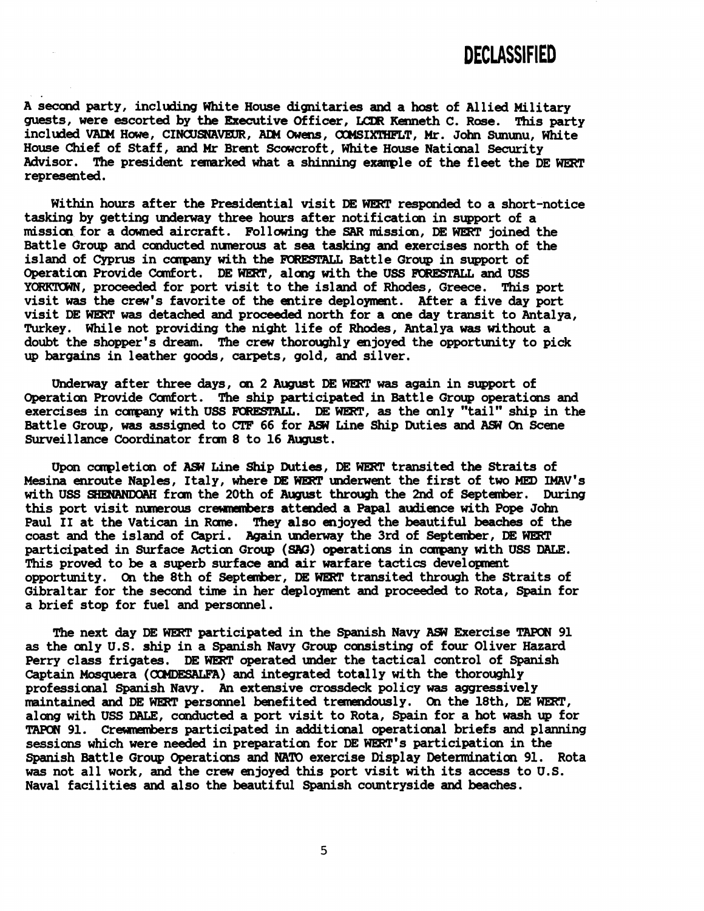DECLASSIFIED

A second party, including White House dignitaries and a host of Allied Military guests, were escorted by the Executive Officer, LCDR Kenneth C. Rose. This party included VADM Howe, CINCUSNAVEUR, ADM Owens, COMSIXTHFLT, Mr. John Sununu, White House Chief of Staff, and Mr Brent Scowcroft, White House National Security Advisor. The president remarked what a shinning example of the fleet the DE WERT represented.

Within hours after the Presidential visit DE WERT responded to a short-notice tasking by getting underway three hours after notification in support of a mission for a downed aircraft. Following the SAR mission, DE WERT joined the Battle Group and conducted numerous at sea tasking and exercises north of the island of Cyprus in company with the FORESTALL Battle Group in support of Operation Provide Comfort. DE WERT, along with the USS FORESTALL and USS YORKTOWN, proceeded for port visit to the island of Rhodes, Greece. This port visit was the crew's favorite of the entire deployment. After a five day port visit DE WERT was detached and proceeded north for a one day transit to Antalya, Turkey. While not providing the night life of Rhodes, Antalya was without a doubt the shopper's dream. The crew thoroughly enjoyed the opportunity to pick up bargains in leather goods, carpets, gold, and silver.

Underway after three days, on 2 August DE WERT was again in support of Operation Provide Comfort. The ship participated in Battle Group operations and exercises in company with USS FORESTALL. DE WERT, as the only "tail" ship in the Battle Group, was assigned to CTF 66 for ASW Line Ship Duties and ASW On Scene Surveillance Coordinator from 8 to 16 August.

Upon completion of ASW Line Ship Duties, DE WERT transited the Straits of Mesina enroute Naples, Italy, where DE WERT underwent the first of two MED IMAV's with USS SHENANDOAH from the 20th of August through the 2nd of September. During this port visit numerous crewmembers attended a Papal audience with Pope John Paul II at the Vatican in Rome. They also enjoyed the beautiful beaches of the coast and the island of Capri. Again underway the 3rd of September, DE WERT participated in Surface Action Group (SAG) operations in company with USS DALE. This proved to be a superb surface and air warfare tactics development opportunity. On the 8th of September, DE WERT transited through the Straits of Gibraltar for the second time in her deployment and proceeded to Rota, Spain for a brief stop for fuel and personnel.

The next day DE WERT participated in the Spanish Navy ASW Exercise TAPON 91 as the only U.S. ship in a Spanish Navy Group consisting of four Oliver Hazard Perry class frigates. DE WERT operated under the tactical control of Spanish Captain Mosquera (COMDESALFA) and integrated totally with the thoroughly professional Spanish Navy. An extensive crossdeck policy was aggressively maintained and DE WERT personnel benefited tremendously. On the 18th, DE WERT, along with USS DALE, conducted a port visit to Rota, Spain for a hot wash up for TAPON 91. Crewmembers participated in additional operational briefs and planning sessions which were needed in preparation for DE WERT's participation in the Spanish Battle Group Operations and NATO exercise Display Determination 91. Rota was not all work, and the crew enjoyed this port visit with its access to U.S. Naval facilities and also the beautiful Spanish countryside and beaches.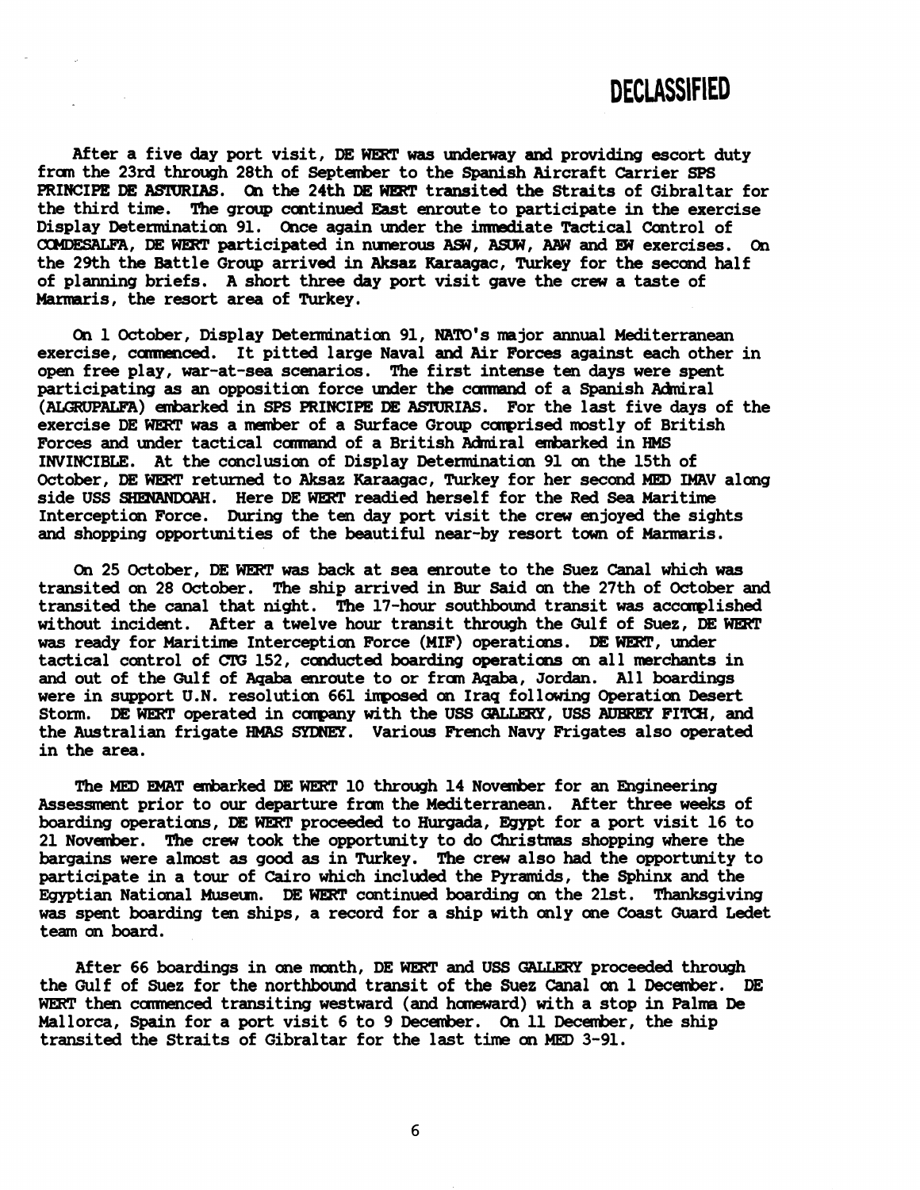DECLASSIFIED

After a five day port visit, DE WERT was underway and providing escort duty from the 23rd through 28th of September to the Spanish Aircraft Carrier SPS PRINCIPE DE ASTURIAS. On the 24th DE WERT transited the Straits of Gibraltar for the third time. The group continued East enroute to participate in the exercise Display Determination 91. Once again under the immediate Tactical Control of COMDESALFA, DE WERT participated in numerous ASW, ASUW, AAW and EW exercises. On the 29th the Battle Group arrived in Aksaz Karaagac, Turkey for the second half of planning briefs. A short three day port visit gave the crew a taste of Marmaris, the resort area of Turkey.

On 1 October, Display Determination 91, NATO's major annual Mediterranean exercise, commenced. It pitted large Naval and Air Forces against each other in open free play, war-at-sea scenarios. The first intense ten days were spent participating as an opposition force under the command of a Spanish Admiral (ALGRUPALFA) embarked in SPS PRINCIPE DE ASTURIAS. For the last five days of the exercise DE WERT was a member of a Surface Group comprised mostly of British Forces and under tactical command of a British Admiral embarked in HMS INVINCIBLE. At the conclusion of Display Determination 91 on the 15th of October, DE WERT returned to Aksaz Karaagac, Turkey for her second MED IMAV along side USS SHENANDOAH. Here DE WERT readied herself for the Red Sea Maritime Interception Force. During the ten day port visit the crew enjoyed the sights and shopping opportunities of the beautiful near-by resort town of Marmaris.

On 25 October, DE WERT was back at sea enroute to the Suez Canal which was transited on 28 October. The ship arrived in Bur Said on the 27th of October and transited the canal that night. The 17-hour southbound transit was accomplished without incident. After a twelve hour transit through the Gulf of Suez, DE WERT was ready for Maritime Interception Force (MIF) operations. DE WERT, under tactical control of CTG 152, conducted boarding operations on all merchants in and out of the Gulf of Aqaba enroute to or from Aqaba, Jordan. All boardings were in support U.N. resolution 661 imposed on Iraq following Operation Desert Storm. DE WERT operated in company with the USS GALLERY, USS AUBREY FITCH, and the Australian frigate HMAS SYDNEY. Various French Navy Frigates also operated in the area.

The MED EMAT embarked DE WERT 10 through 14 November for an Engineering Assessment prior to our departure from the Mediterranean. After three weeks of boarding operations, DE WERT proceeded to Hurgada, Egypt for a port visit 16 to 21 November. The crew took the opportunity to do Christmas shopping where the bargains were almost as good as in Turkey. The crew also had the opportunity to participate in a tour of Cairo which included the Pyramids, the Sphinx and the Egyptian National Museum. DE WERT continued boarding on the 21st. Thanksgiving was spent boarding ten ships, a record for a ship with only one Coast Guard Ledet team on board.

After 66 boardings in one month, DE WERT and USS GALLERY proceeded through the Gulf of Suez for the northbound transit of the Suez Canal on 1 December. DE WERT then commenced transiting westward (and homeward) with a stop in Palma De Mallorca, Spain for a port visit 6 to 9 December. On 11 December, the ship transited the Straits of Gibraltar for the last time on MED 3-91.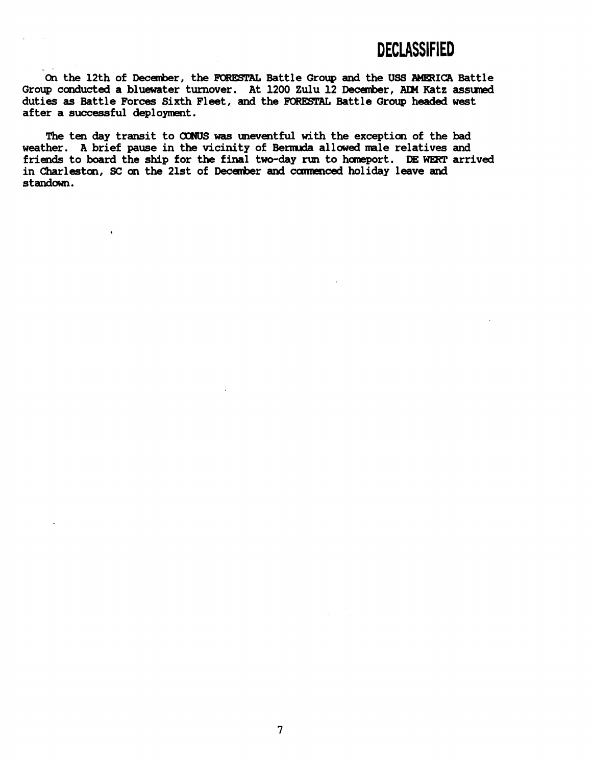**DECLASSIFIED**

On the 12th of December, the FORESTAL Battle Group and the USS AMERICA Battle Group conducted a bluewater turnover. At 1200 Zulu 12 December, ADM Katz assumed duties as Battle Forces Sixth Fleet, and the FORESTAL Battle Group headed west after a successful deployment.

The ten day transit to CONUS was uneventful with the exception of the bad weather. A brief pause in the vicinity of Bermuda allowed male relatives and friends to board the ship for the final two-day run to homeport. DE WERT arrived in Charleston, SC on the 21st of December and commenced holiday leave and standown.